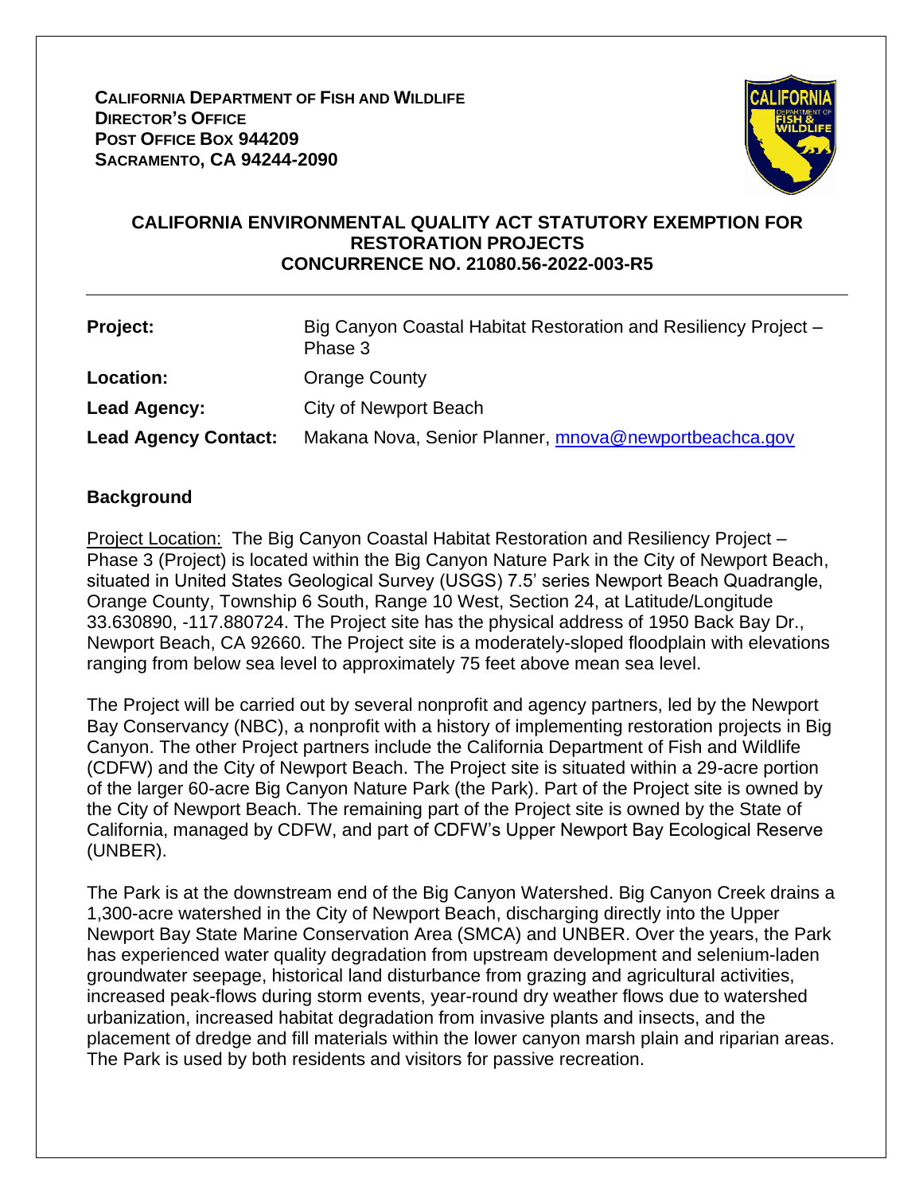**CALIFORNIA DEPARTMENT OF FISH AND WILDLIFE**
**DIRECTOR'S OFFICE**
**POST OFFICE BOX 944209**
**SACRAMENTO, CA 94244-2090**

# CALIFORNIA ENVIRONMENTAL QUALITY ACT STATUTORY EXEMPTION FOR RESTORATION PROJECTS
## CONCURRENCE NO. 21080.56-2022-003-R5

| | |
|---|---|
| **Project:** | Big Canyon Coastal Habitat Restoration and Resiliency Project – Phase 3 |
| **Location:** | Orange County |
| **Lead Agency:** | City of Newport Beach |
| **Lead Agency Contact:** | Makana Nova, Senior Planner, mnova@newportbeachca.gov |

## Background

Project Location: The Big Canyon Coastal Habitat Restoration and Resiliency Project – Phase 3 (Project) is located within the Big Canyon Nature Park in the City of Newport Beach, situated in United States Geological Survey (USGS) 7.5' series Newport Beach Quadrangle, Orange County, Township 6 South, Range 10 West, Section 24, at Latitude/Longitude 33.630890, -117.880724. The Project site has the physical address of 1950 Back Bay Dr., Newport Beach, CA 92660. The Project site is a moderately-sloped floodplain with elevations ranging from below sea level to approximately 75 feet above mean sea level.

The Project will be carried out by several nonprofit and agency partners, led by the Newport Bay Conservancy (NBC), a nonprofit with a history of implementing restoration projects in Big Canyon. The other Project partners include the California Department of Fish and Wildlife (CDFW) and the City of Newport Beach. The Project site is situated within a 29-acre portion of the larger 60-acre Big Canyon Nature Park (the Park). Part of the Project site is owned by the City of Newport Beach. The remaining part of the Project site is owned by the State of California, managed by CDFW, and part of CDFW's Upper Newport Bay Ecological Reserve (UNBER).

The Park is at the downstream end of the Big Canyon Watershed. Big Canyon Creek drains a 1,300-acre watershed in the City of Newport Beach, discharging directly into the Upper Newport Bay State Marine Conservation Area (SMCA) and UNBER. Over the years, the Park has experienced water quality degradation from upstream development and selenium-laden groundwater seepage, historical land disturbance from grazing and agricultural activities, increased peak-flows during storm events, year-round dry weather flows due to watershed urbanization, increased habitat degradation from invasive plants and insects, and the placement of dredge and fill materials within the lower canyon marsh plain and riparian areas. The Park is used by both residents and visitors for passive recreation.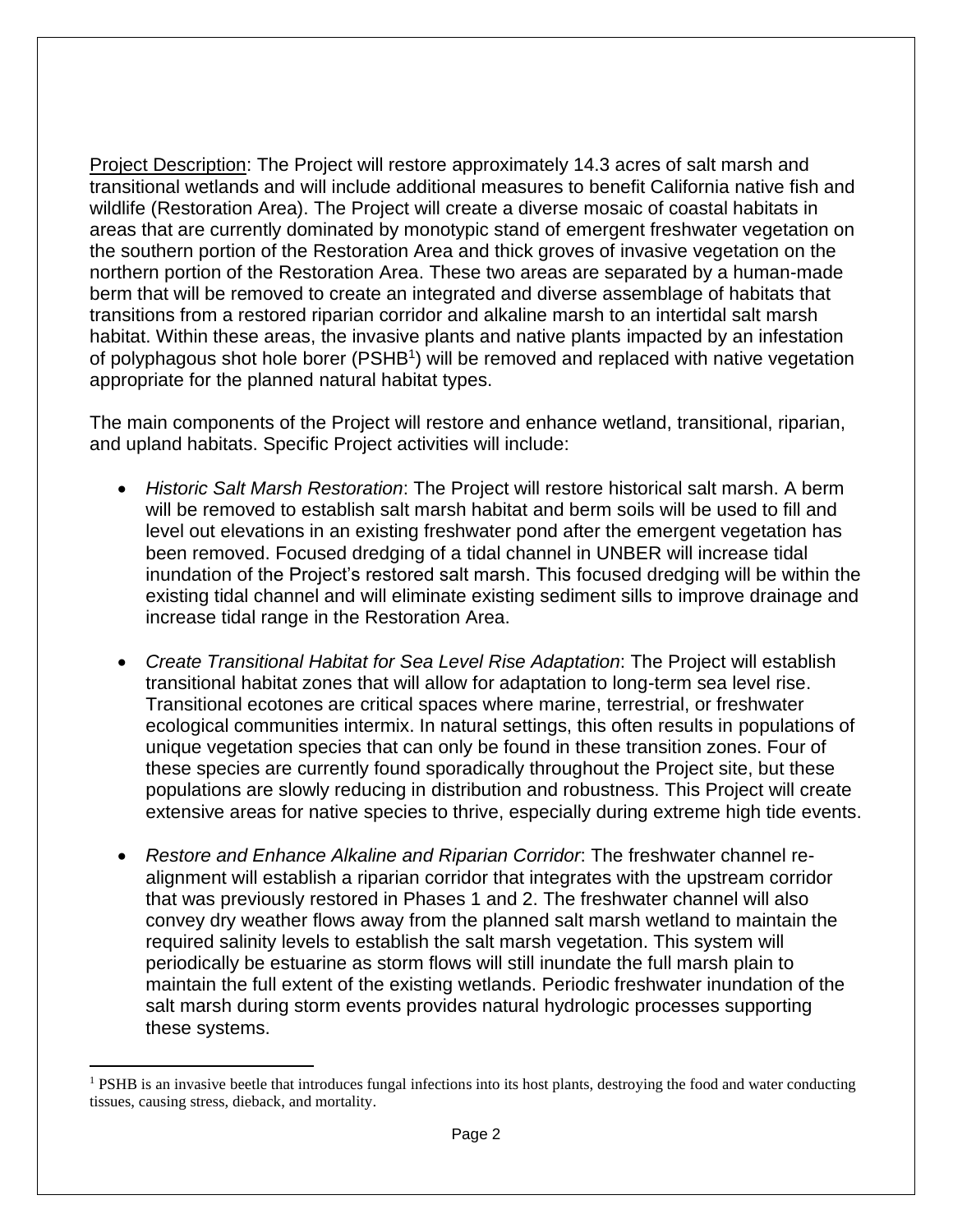Project Description: The Project will restore approximately 14.3 acres of salt marsh and transitional wetlands and will include additional measures to benefit California native fish and wildlife (Restoration Area). The Project will create a diverse mosaic of coastal habitats in areas that are currently dominated by monotypic stand of emergent freshwater vegetation on the southern portion of the Restoration Area and thick groves of invasive vegetation on the northern portion of the Restoration Area. These two areas are separated by a human-made berm that will be removed to create an integrated and diverse assemblage of habitats that transitions from a restored riparian corridor and alkaline marsh to an intertidal salt marsh habitat. Within these areas, the invasive plants and native plants impacted by an infestation of polyphagous shot hole borer (PSHB[1]) will be removed and replaced with native vegetation appropriate for the planned natural habitat types.

The main components of the Project will restore and enhance wetland, transitional, riparian, and upland habitats. Specific Project activities will include:

- *Historic Salt Marsh Restoration*: The Project will restore historical salt marsh. A berm will be removed to establish salt marsh habitat and berm soils will be used to fill and level out elevations in an existing freshwater pond after the emergent vegetation has been removed. Focused dredging of a tidal channel in UNBER will increase tidal inundation of the Project's restored salt marsh. This focused dredging will be within the existing tidal channel and will eliminate existing sediment sills to improve drainage and increase tidal range in the Restoration Area.

- *Create Transitional Habitat for Sea Level Rise Adaptation*: The Project will establish transitional habitat zones that will allow for adaptation to long-term sea level rise. Transitional ecotones are critical spaces where marine, terrestrial, or freshwater ecological communities intermix. In natural settings, this often results in populations of unique vegetation species that can only be found in these transition zones. Four of these species are currently found sporadically throughout the Project site, but these populations are slowly reducing in distribution and robustness. This Project will create extensive areas for native species to thrive, especially during extreme high tide events.

- *Restore and Enhance Alkaline and Riparian Corridor*: The freshwater channel re-alignment will establish a riparian corridor that integrates with the upstream corridor that was previously restored in Phases 1 and 2. The freshwater channel will also convey dry weather flows away from the planned salt marsh wetland to maintain the required salinity levels to establish the salt marsh vegetation. This system will periodically be estuarine as storm flows will still inundate the full marsh plain to maintain the full extent of the existing wetlands. Periodic freshwater inundation of the salt marsh during storm events provides natural hydrologic processes supporting these systems.

---

[1] PSHB is an invasive beetle that introduces fungal infections into its host plants, destroying the food and water conducting tissues, causing stress, dieback, and mortality.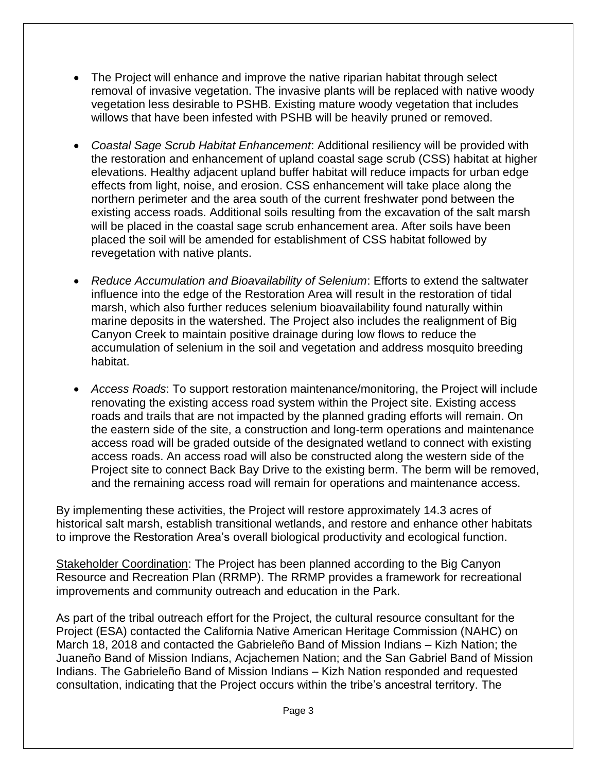- The Project will enhance and improve the native riparian habitat through select removal of invasive vegetation. The invasive plants will be replaced with native woody vegetation less desirable to PSHB. Existing mature woody vegetation that includes willows that have been infested with PSHB will be heavily pruned or removed.

- *Coastal Sage Scrub Habitat Enhancement*: Additional resiliency will be provided with the restoration and enhancement of upland coastal sage scrub (CSS) habitat at higher elevations. Healthy adjacent upland buffer habitat will reduce impacts for urban edge effects from light, noise, and erosion. CSS enhancement will take place along the northern perimeter and the area south of the current freshwater pond between the existing access roads. Additional soils resulting from the excavation of the salt marsh will be placed in the coastal sage scrub enhancement area. After soils have been placed the soil will be amended for establishment of CSS habitat followed by revegetation with native plants.

- *Reduce Accumulation and Bioavailability of Selenium*: Efforts to extend the saltwater influence into the edge of the Restoration Area will result in the restoration of tidal marsh, which also further reduces selenium bioavailability found naturally within marine deposits in the watershed. The Project also includes the realignment of Big Canyon Creek to maintain positive drainage during low flows to reduce the accumulation of selenium in the soil and vegetation and address mosquito breeding habitat.

- *Access Roads*: To support restoration maintenance/monitoring, the Project will include renovating the existing access road system within the Project site. Existing access roads and trails that are not impacted by the planned grading efforts will remain. On the eastern side of the site, a construction and long-term operations and maintenance access road will be graded outside of the designated wetland to connect with existing access roads. An access road will also be constructed along the western side of the Project site to connect Back Bay Drive to the existing berm. The berm will be removed, and the remaining access road will remain for operations and maintenance access.

By implementing these activities, the Project will restore approximately 14.3 acres of historical salt marsh, establish transitional wetlands, and restore and enhance other habitats to improve the Restoration Area's overall biological productivity and ecological function.

<u>Stakeholder Coordination</u>: The Project has been planned according to the Big Canyon Resource and Recreation Plan (RRMP). The RRMP provides a framework for recreational improvements and community outreach and education in the Park.

As part of the tribal outreach effort for the Project, the cultural resource consultant for the Project (ESA) contacted the California Native American Heritage Commission (NAHC) on March 18, 2018 and contacted the Gabrieleño Band of Mission Indians – Kizh Nation; the Juaneño Band of Mission Indians, Acjachemen Nation; and the San Gabriel Band of Mission Indians. The Gabrieleño Band of Mission Indians – Kizh Nation responded and requested consultation, indicating that the Project occurs within the tribe's ancestral territory. The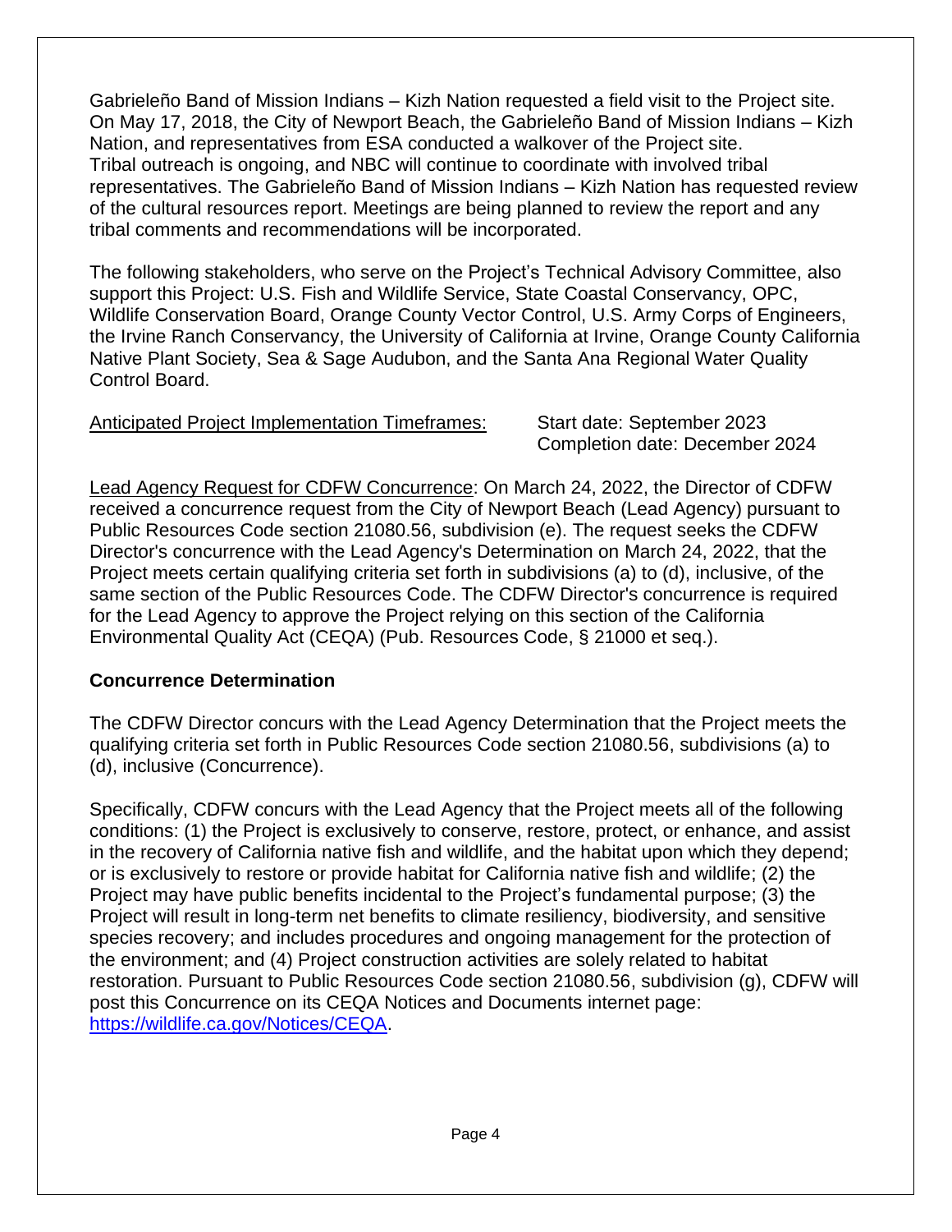Gabrieleño Band of Mission Indians – Kizh Nation requested a field visit to the Project site. On May 17, 2018, the City of Newport Beach, the Gabrieleño Band of Mission Indians – Kizh Nation, and representatives from ESA conducted a walkover of the Project site. Tribal outreach is ongoing, and NBC will continue to coordinate with involved tribal representatives. The Gabrieleño Band of Mission Indians – Kizh Nation has requested review of the cultural resources report. Meetings are being planned to review the report and any tribal comments and recommendations will be incorporated.

The following stakeholders, who serve on the Project's Technical Advisory Committee, also support this Project: U.S. Fish and Wildlife Service, State Coastal Conservancy, OPC, Wildlife Conservation Board, Orange County Vector Control, U.S. Army Corps of Engineers, the Irvine Ranch Conservancy, the University of California at Irvine, Orange County California Native Plant Society, Sea & Sage Audubon, and the Santa Ana Regional Water Quality Control Board.

Anticipated Project Implementation Timeframes: Start date: September 2023
Completion date: December 2024

Lead Agency Request for CDFW Concurrence: On March 24, 2022, the Director of CDFW received a concurrence request from the City of Newport Beach (Lead Agency) pursuant to Public Resources Code section 21080.56, subdivision (e). The request seeks the CDFW Director's concurrence with the Lead Agency's Determination on March 24, 2022, that the Project meets certain qualifying criteria set forth in subdivisions (a) to (d), inclusive, of the same section of the Public Resources Code. The CDFW Director's concurrence is required for the Lead Agency to approve the Project relying on this section of the California Environmental Quality Act (CEQA) (Pub. Resources Code, § 21000 et seq.).

**Concurrence Determination**

The CDFW Director concurs with the Lead Agency Determination that the Project meets the qualifying criteria set forth in Public Resources Code section 21080.56, subdivisions (a) to (d), inclusive (Concurrence).

Specifically, CDFW concurs with the Lead Agency that the Project meets all of the following conditions: (1) the Project is exclusively to conserve, restore, protect, or enhance, and assist in the recovery of California native fish and wildlife, and the habitat upon which they depend; or is exclusively to restore or provide habitat for California native fish and wildlife; (2) the Project may have public benefits incidental to the Project's fundamental purpose; (3) the Project will result in long-term net benefits to climate resiliency, biodiversity, and sensitive species recovery; and includes procedures and ongoing management for the protection of the environment; and (4) Project construction activities are solely related to habitat restoration. Pursuant to Public Resources Code section 21080.56, subdivision (g), CDFW will post this Concurrence on its CEQA Notices and Documents internet page: https://wildlife.ca.gov/Notices/CEQA.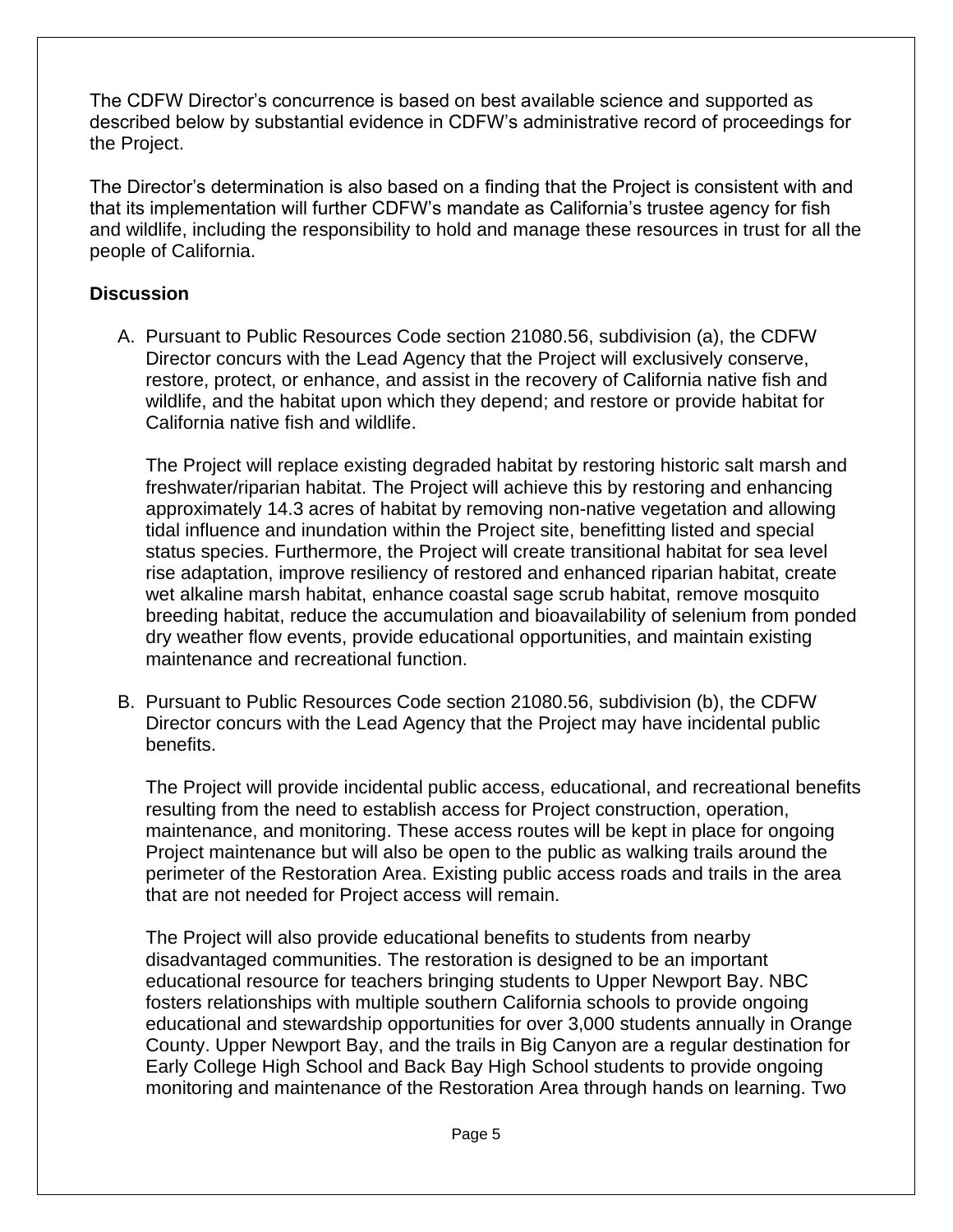The CDFW Director's concurrence is based on best available science and supported as described below by substantial evidence in CDFW's administrative record of proceedings for the Project.

The Director's determination is also based on a finding that the Project is consistent with and that its implementation will further CDFW's mandate as California's trustee agency for fish and wildlife, including the responsibility to hold and manage these resources in trust for all the people of California.

**Discussion**

A. Pursuant to Public Resources Code section 21080.56, subdivision (a), the CDFW Director concurs with the Lead Agency that the Project will exclusively conserve, restore, protect, or enhance, and assist in the recovery of California native fish and wildlife, and the habitat upon which they depend; and restore or provide habitat for California native fish and wildlife.

   The Project will replace existing degraded habitat by restoring historic salt marsh and freshwater/riparian habitat. The Project will achieve this by restoring and enhancing approximately 14.3 acres of habitat by removing non-native vegetation and allowing tidal influence and inundation within the Project site, benefitting listed and special status species. Furthermore, the Project will create transitional habitat for sea level rise adaptation, improve resiliency of restored and enhanced riparian habitat, create wet alkaline marsh habitat, enhance coastal sage scrub habitat, remove mosquito breeding habitat, reduce the accumulation and bioavailability of selenium from ponded dry weather flow events, provide educational opportunities, and maintain existing maintenance and recreational function.

B. Pursuant to Public Resources Code section 21080.56, subdivision (b), the CDFW Director concurs with the Lead Agency that the Project may have incidental public benefits.

   The Project will provide incidental public access, educational, and recreational benefits resulting from the need to establish access for Project construction, operation, maintenance, and monitoring. These access routes will be kept in place for ongoing Project maintenance but will also be open to the public as walking trails around the perimeter of the Restoration Area. Existing public access roads and trails in the area that are not needed for Project access will remain.

   The Project will also provide educational benefits to students from nearby disadvantaged communities. The restoration is designed to be an important educational resource for teachers bringing students to Upper Newport Bay. NBC fosters relationships with multiple southern California schools to provide ongoing educational and stewardship opportunities for over 3,000 students annually in Orange County. Upper Newport Bay, and the trails in Big Canyon are a regular destination for Early College High School and Back Bay High School students to provide ongoing monitoring and maintenance of the Restoration Area through hands on learning. Two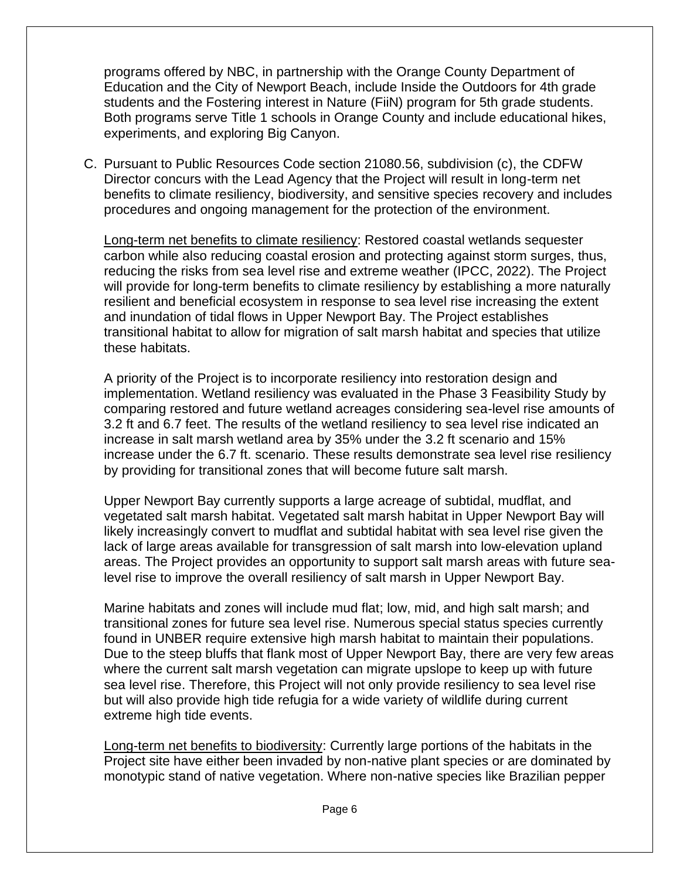programs offered by NBC, in partnership with the Orange County Department of Education and the City of Newport Beach, include Inside the Outdoors for 4th grade students and the Fostering interest in Nature (FiiN) program for 5th grade students. Both programs serve Title 1 schools in Orange County and include educational hikes, experiments, and exploring Big Canyon.

C. Pursuant to Public Resources Code section 21080.56, subdivision (c), the CDFW Director concurs with the Lead Agency that the Project will result in long-term net benefits to climate resiliency, biodiversity, and sensitive species recovery and includes procedures and ongoing management for the protection of the environment.

<u>Long-term net benefits to climate resiliency</u>: Restored coastal wetlands sequester carbon while also reducing coastal erosion and protecting against storm surges, thus, reducing the risks from sea level rise and extreme weather (IPCC, 2022). The Project will provide for long-term benefits to climate resiliency by establishing a more naturally resilient and beneficial ecosystem in response to sea level rise increasing the extent and inundation of tidal flows in Upper Newport Bay. The Project establishes transitional habitat to allow for migration of salt marsh habitat and species that utilize these habitats.

A priority of the Project is to incorporate resiliency into restoration design and implementation. Wetland resiliency was evaluated in the Phase 3 Feasibility Study by comparing restored and future wetland acreages considering sea-level rise amounts of 3.2 ft and 6.7 feet. The results of the wetland resiliency to sea level rise indicated an increase in salt marsh wetland area by 35% under the 3.2 ft scenario and 15% increase under the 6.7 ft. scenario. These results demonstrate sea level rise resiliency by providing for transitional zones that will become future salt marsh.

Upper Newport Bay currently supports a large acreage of subtidal, mudflat, and vegetated salt marsh habitat. Vegetated salt marsh habitat in Upper Newport Bay will likely increasingly convert to mudflat and subtidal habitat with sea level rise given the lack of large areas available for transgression of salt marsh into low-elevation upland areas. The Project provides an opportunity to support salt marsh areas with future sea-level rise to improve the overall resiliency of salt marsh in Upper Newport Bay.

Marine habitats and zones will include mud flat; low, mid, and high salt marsh; and transitional zones for future sea level rise. Numerous special status species currently found in UNBER require extensive high marsh habitat to maintain their populations. Due to the steep bluffs that flank most of Upper Newport Bay, there are very few areas where the current salt marsh vegetation can migrate upslope to keep up with future sea level rise. Therefore, this Project will not only provide resiliency to sea level rise but will also provide high tide refugia for a wide variety of wildlife during current extreme high tide events.

<u>Long-term net benefits to biodiversity</u>: Currently large portions of the habitats in the Project site have either been invaded by non-native plant species or are dominated by monotypic stand of native vegetation. Where non-native species like Brazilian pepper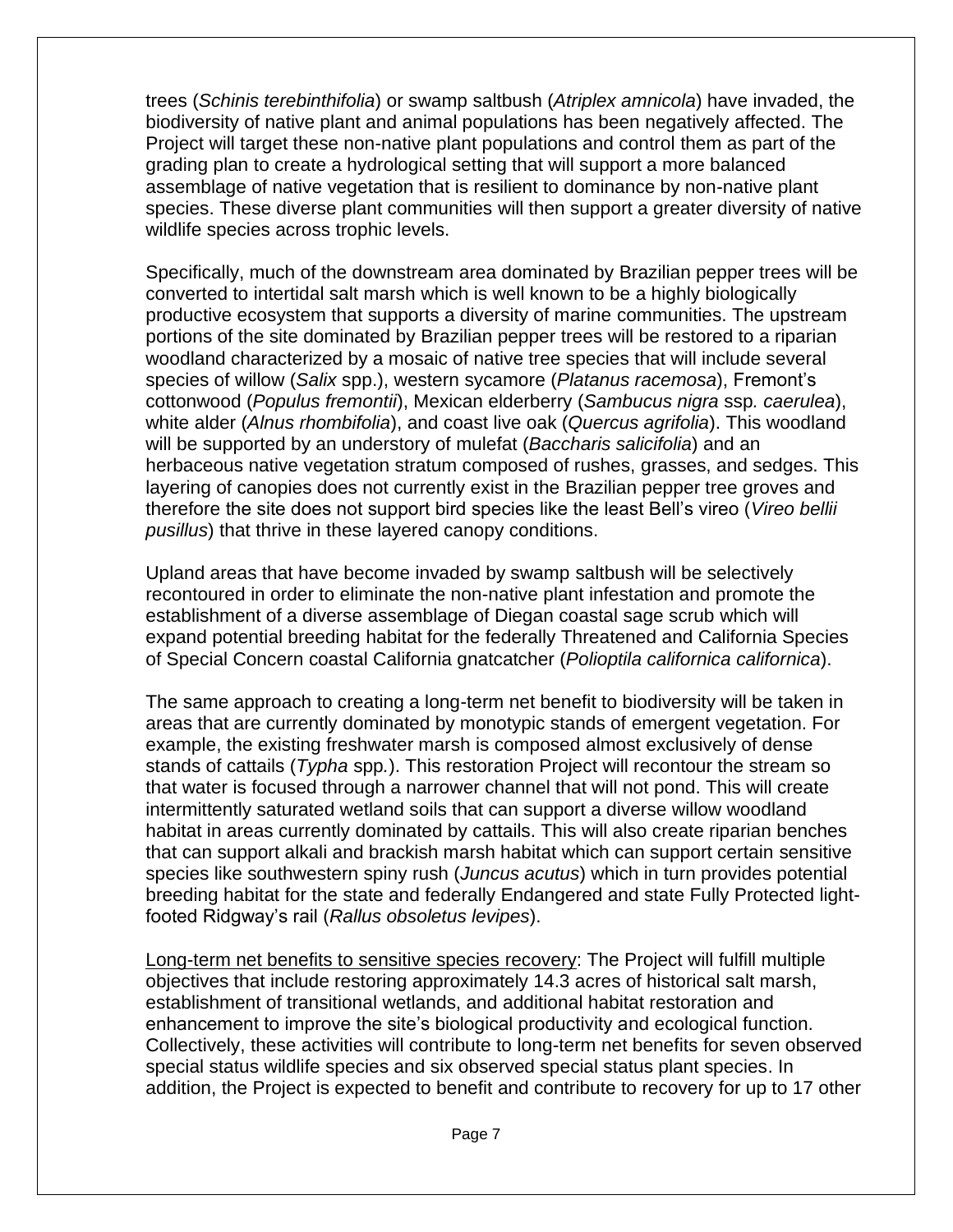trees (*Schinis terebinthifolia*) or swamp saltbush (*Atriplex amnicola*) have invaded, the biodiversity of native plant and animal populations has been negatively affected. The Project will target these non-native plant populations and control them as part of the grading plan to create a hydrological setting that will support a more balanced assemblage of native vegetation that is resilient to dominance by non-native plant species. These diverse plant communities will then support a greater diversity of native wildlife species across trophic levels.

Specifically, much of the downstream area dominated by Brazilian pepper trees will be converted to intertidal salt marsh which is well known to be a highly biologically productive ecosystem that supports a diversity of marine communities. The upstream portions of the site dominated by Brazilian pepper trees will be restored to a riparian woodland characterized by a mosaic of native tree species that will include several species of willow (*Salix* spp.), western sycamore (*Platanus racemosa*), Fremont's cottonwood (*Populus fremontii*), Mexican elderberry (*Sambucus nigra* ssp*. caerulea*), white alder (*Alnus rhombifolia*), and coast live oak (*Quercus agrifolia*). This woodland will be supported by an understory of mulefat (*Baccharis salicifolia*) and an herbaceous native vegetation stratum composed of rushes, grasses, and sedges. This layering of canopies does not currently exist in the Brazilian pepper tree groves and therefore the site does not support bird species like the least Bell's vireo (*Vireo bellii pusillus*) that thrive in these layered canopy conditions.

Upland areas that have become invaded by swamp saltbush will be selectively recontoured in order to eliminate the non-native plant infestation and promote the establishment of a diverse assemblage of Diegan coastal sage scrub which will expand potential breeding habitat for the federally Threatened and California Species of Special Concern coastal California gnatcatcher (*Polioptila californica californica*).

The same approach to creating a long-term net benefit to biodiversity will be taken in areas that are currently dominated by monotypic stands of emergent vegetation. For example, the existing freshwater marsh is composed almost exclusively of dense stands of cattails (*Typha* spp*.*). This restoration Project will recontour the stream so that water is focused through a narrower channel that will not pond. This will create intermittently saturated wetland soils that can support a diverse willow woodland habitat in areas currently dominated by cattails. This will also create riparian benches that can support alkali and brackish marsh habitat which can support certain sensitive species like southwestern spiny rush (*Juncus acutus*) which in turn provides potential breeding habitat for the state and federally Endangered and state Fully Protected light-footed Ridgway's rail (*Rallus obsoletus levipes*).

<u>Long-term net benefits to sensitive species recovery</u>: The Project will fulfill multiple objectives that include restoring approximately 14.3 acres of historical salt marsh, establishment of transitional wetlands, and additional habitat restoration and enhancement to improve the site's biological productivity and ecological function. Collectively, these activities will contribute to long-term net benefits for seven observed special status wildlife species and six observed special status plant species. In addition, the Project is expected to benefit and contribute to recovery for up to 17 other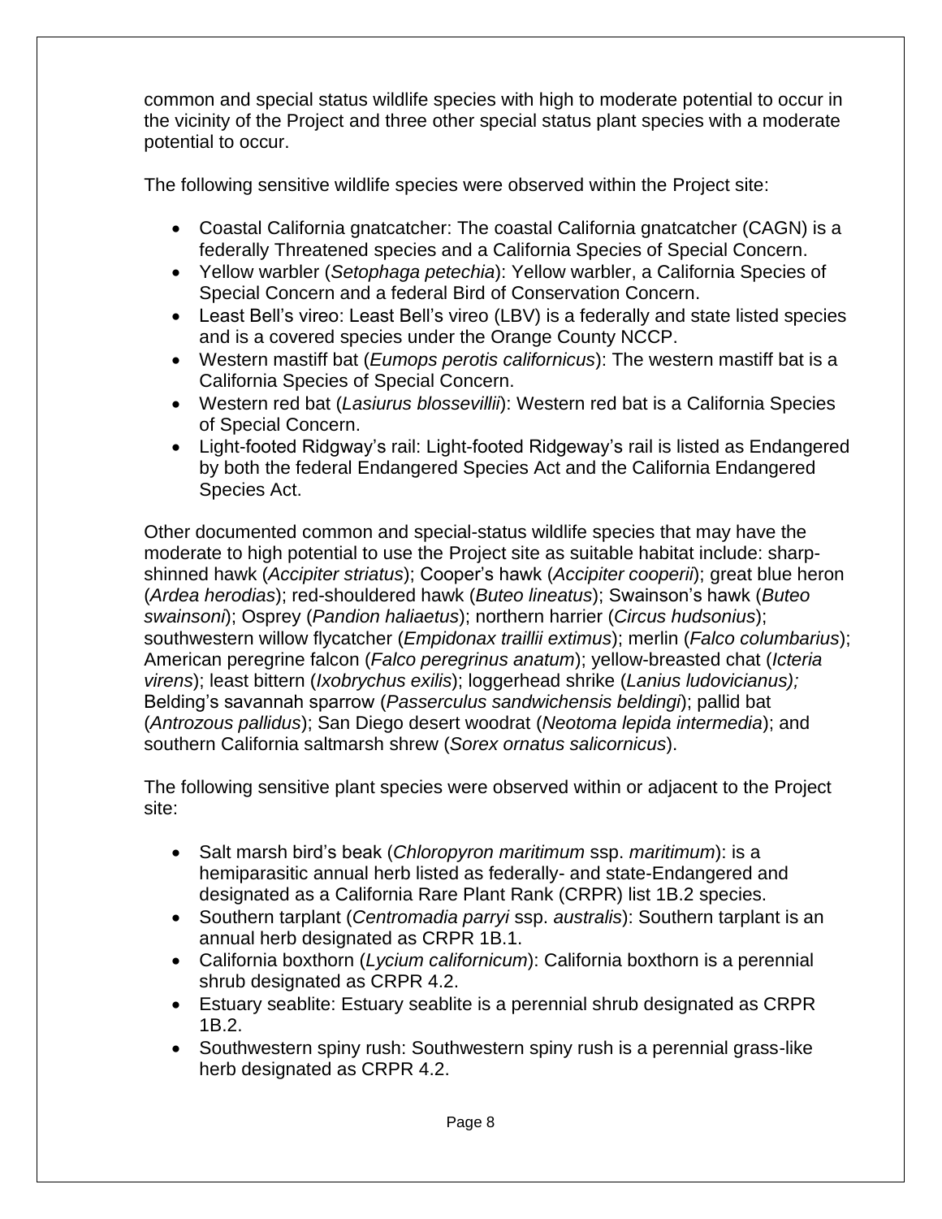common and special status wildlife species with high to moderate potential to occur in the vicinity of the Project and three other special status plant species with a moderate potential to occur.

The following sensitive wildlife species were observed within the Project site:

- Coastal California gnatcatcher: The coastal California gnatcatcher (CAGN) is a federally Threatened species and a California Species of Special Concern.
- Yellow warbler (*Setophaga petechia*): Yellow warbler, a California Species of Special Concern and a federal Bird of Conservation Concern.
- Least Bell's vireo: Least Bell's vireo (LBV) is a federally and state listed species and is a covered species under the Orange County NCCP.
- Western mastiff bat (*Eumops perotis californicus*): The western mastiff bat is a California Species of Special Concern.
- Western red bat (*Lasiurus blossevillii*): Western red bat is a California Species of Special Concern.
- Light-footed Ridgway's rail: Light-footed Ridgeway's rail is listed as Endangered by both the federal Endangered Species Act and the California Endangered Species Act.

Other documented common and special-status wildlife species that may have the moderate to high potential to use the Project site as suitable habitat include: sharp-shinned hawk (*Accipiter striatus*); Cooper's hawk (*Accipiter cooperii*); great blue heron (*Ardea herodias*); red-shouldered hawk (*Buteo lineatus*); Swainson's hawk (*Buteo swainsoni*); Osprey (*Pandion haliaetus*); northern harrier (*Circus hudsonius*); southwestern willow flycatcher (*Empidonax traillii extimus*); merlin (*Falco columbarius*); American peregrine falcon (*Falco peregrinus anatum*); yellow-breasted chat (*Icteria virens*); least bittern (*Ixobrychus exilis*); loggerhead shrike (*Lanius ludovicianus);* Belding's savannah sparrow (*Passerculus sandwichensis beldingi*); pallid bat (*Antrozous pallidus*); San Diego desert woodrat (*Neotoma lepida intermedia*); and southern California saltmarsh shrew (*Sorex ornatus salicornicus*).

The following sensitive plant species were observed within or adjacent to the Project site:

- Salt marsh bird's beak (*Chloropyron maritimum* ssp. *maritimum*): is a hemiparasitic annual herb listed as federally- and state-Endangered and designated as a California Rare Plant Rank (CRPR) list 1B.2 species.
- Southern tarplant (*Centromadia parryi* ssp. *australis*): Southern tarplant is an annual herb designated as CRPR 1B.1.
- California boxthorn (*Lycium californicum*): California boxthorn is a perennial shrub designated as CRPR 4.2.
- Estuary seablite: Estuary seablite is a perennial shrub designated as CRPR 1B.2.
- Southwestern spiny rush: Southwestern spiny rush is a perennial grass-like herb designated as CRPR 4.2.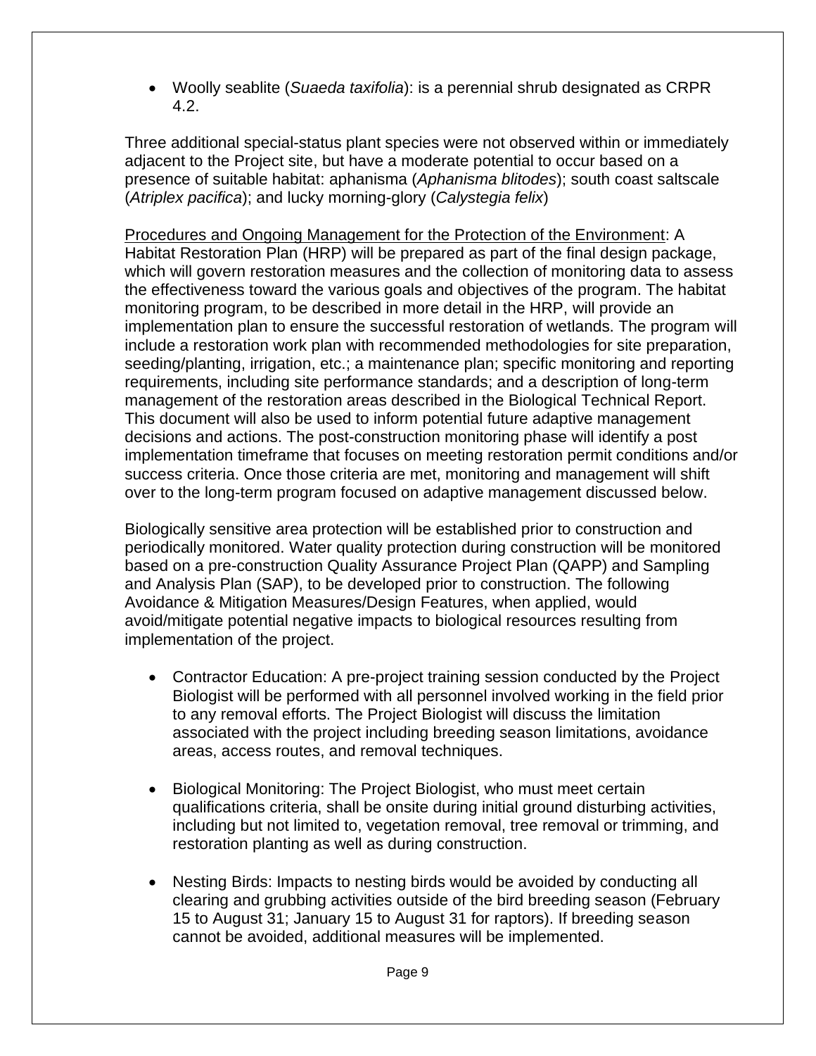- Woolly seablite (*Suaeda taxifolia*): is a perennial shrub designated as CRPR 4.2.

Three additional special-status plant species were not observed within or immediately adjacent to the Project site, but have a moderate potential to occur based on a presence of suitable habitat: aphanisma (*Aphanisma blitodes*); south coast saltscale (*Atriplex pacifica*); and lucky morning-glory (*Calystegia felix*)

<u>Procedures and Ongoing Management for the Protection of the Environment</u>: A Habitat Restoration Plan (HRP) will be prepared as part of the final design package, which will govern restoration measures and the collection of monitoring data to assess the effectiveness toward the various goals and objectives of the program. The habitat monitoring program, to be described in more detail in the HRP, will provide an implementation plan to ensure the successful restoration of wetlands. The program will include a restoration work plan with recommended methodologies for site preparation, seeding/planting, irrigation, etc.; a maintenance plan; specific monitoring and reporting requirements, including site performance standards; and a description of long-term management of the restoration areas described in the Biological Technical Report. This document will also be used to inform potential future adaptive management decisions and actions. The post-construction monitoring phase will identify a post implementation timeframe that focuses on meeting restoration permit conditions and/or success criteria. Once those criteria are met, monitoring and management will shift over to the long-term program focused on adaptive management discussed below.

Biologically sensitive area protection will be established prior to construction and periodically monitored. Water quality protection during construction will be monitored based on a pre-construction Quality Assurance Project Plan (QAPP) and Sampling and Analysis Plan (SAP), to be developed prior to construction. The following Avoidance & Mitigation Measures/Design Features, when applied, would avoid/mitigate potential negative impacts to biological resources resulting from implementation of the project.

- Contractor Education: A pre-project training session conducted by the Project Biologist will be performed with all personnel involved working in the field prior to any removal efforts. The Project Biologist will discuss the limitation associated with the project including breeding season limitations, avoidance areas, access routes, and removal techniques.

- Biological Monitoring: The Project Biologist, who must meet certain qualifications criteria, shall be onsite during initial ground disturbing activities, including but not limited to, vegetation removal, tree removal or trimming, and restoration planting as well as during construction.

- Nesting Birds: Impacts to nesting birds would be avoided by conducting all clearing and grubbing activities outside of the bird breeding season (February 15 to August 31; January 15 to August 31 for raptors). If breeding season cannot be avoided, additional measures will be implemented.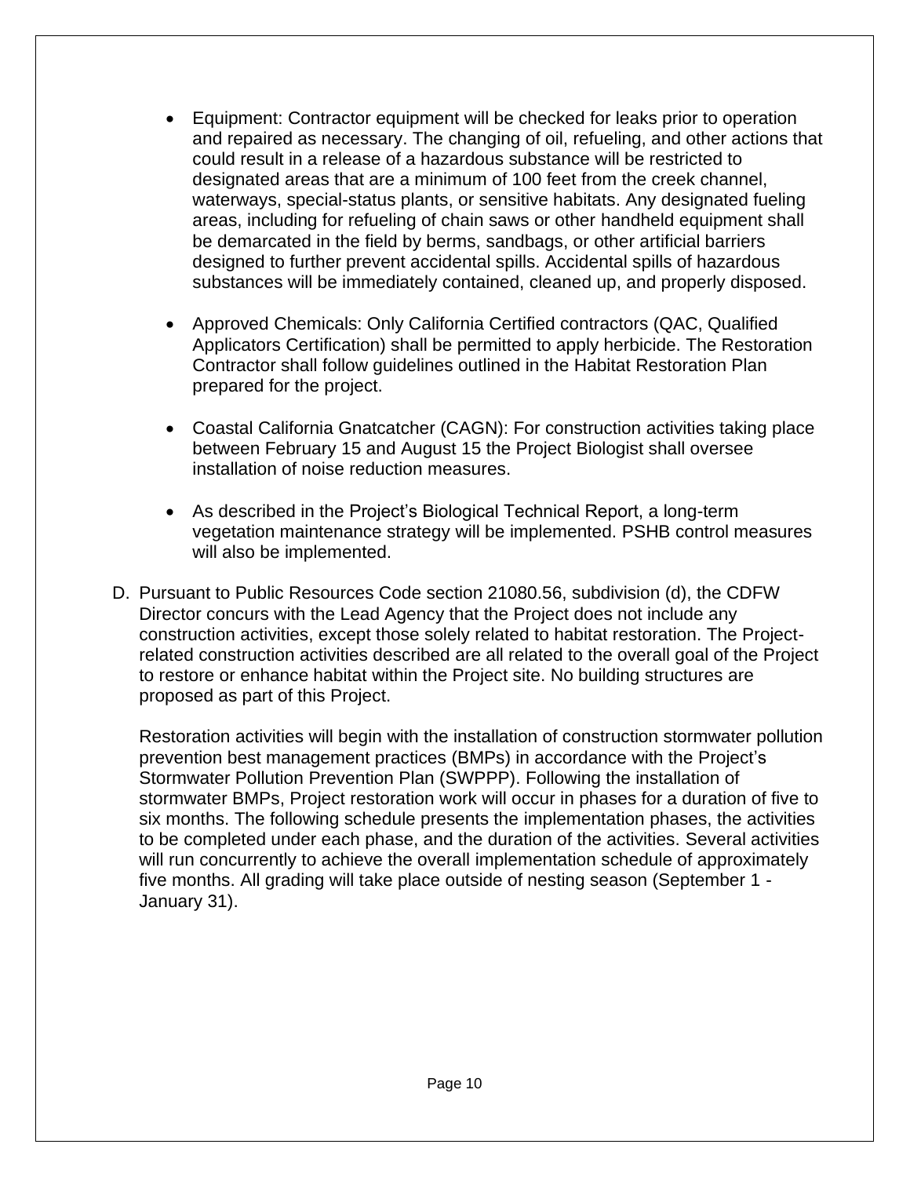- Equipment: Contractor equipment will be checked for leaks prior to operation and repaired as necessary. The changing of oil, refueling, and other actions that could result in a release of a hazardous substance will be restricted to designated areas that are a minimum of 100 feet from the creek channel, waterways, special-status plants, or sensitive habitats. Any designated fueling areas, including for refueling of chain saws or other handheld equipment shall be demarcated in the field by berms, sandbags, or other artificial barriers designed to further prevent accidental spills. Accidental spills of hazardous substances will be immediately contained, cleaned up, and properly disposed.

- Approved Chemicals: Only California Certified contractors (QAC, Qualified Applicators Certification) shall be permitted to apply herbicide. The Restoration Contractor shall follow guidelines outlined in the Habitat Restoration Plan prepared for the project.

- Coastal California Gnatcatcher (CAGN): For construction activities taking place between February 15 and August 15 the Project Biologist shall oversee installation of noise reduction measures.

- As described in the Project's Biological Technical Report, a long-term vegetation maintenance strategy will be implemented. PSHB control measures will also be implemented.

D. Pursuant to Public Resources Code section 21080.56, subdivision (d), the CDFW Director concurs with the Lead Agency that the Project does not include any construction activities, except those solely related to habitat restoration. The Project-related construction activities described are all related to the overall goal of the Project to restore or enhance habitat within the Project site. No building structures are proposed as part of this Project.

   Restoration activities will begin with the installation of construction stormwater pollution prevention best management practices (BMPs) in accordance with the Project's Stormwater Pollution Prevention Plan (SWPPP). Following the installation of stormwater BMPs, Project restoration work will occur in phases for a duration of five to six months. The following schedule presents the implementation phases, the activities to be completed under each phase, and the duration of the activities. Several activities will run concurrently to achieve the overall implementation schedule of approximately five months. All grading will take place outside of nesting season (September 1 - January 31).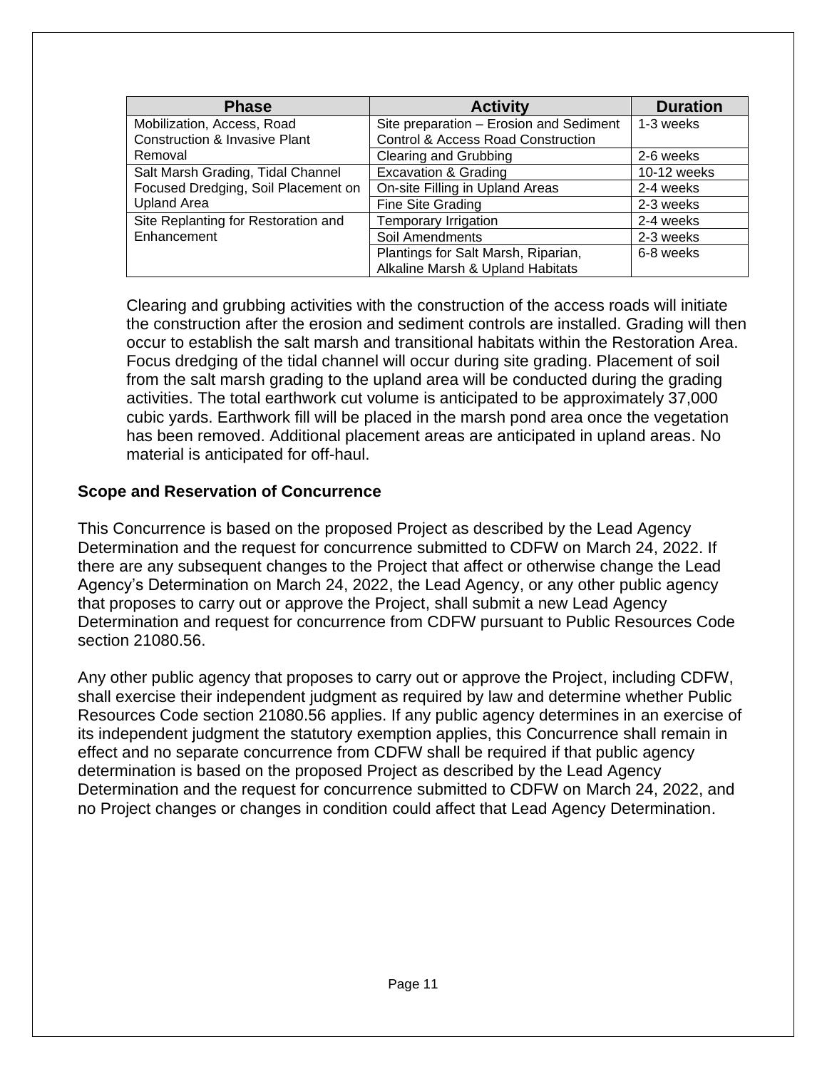| Phase | Activity | Duration |
| --- | --- | --- |
| Mobilization, Access, Road Construction & Invasive Plant Removal | Site preparation – Erosion and Sediment Control & Access Road Construction | 1-3 weeks |
| | Clearing and Grubbing | 2-6 weeks |
| Salt Marsh Grading, Tidal Channel Focused Dredging, Soil Placement on Upland Area | Excavation & Grading | 10-12 weeks |
| | On-site Filling in Upland Areas | 2-4 weeks |
| | Fine Site Grading | 2-3 weeks |
| Site Replanting for Restoration and Enhancement | Temporary Irrigation | 2-4 weeks |
| | Soil Amendments | 2-3 weeks |
| | Plantings for Salt Marsh, Riparian, Alkaline Marsh & Upland Habitats | 6-8 weeks |

Clearing and grubbing activities with the construction of the access roads will initiate the construction after the erosion and sediment controls are installed. Grading will then occur to establish the salt marsh and transitional habitats within the Restoration Area. Focus dredging of the tidal channel will occur during site grading. Placement of soil from the salt marsh grading to the upland area will be conducted during the grading activities. The total earthwork cut volume is anticipated to be approximately 37,000 cubic yards. Earthwork fill will be placed in the marsh pond area once the vegetation has been removed. Additional placement areas are anticipated in upland areas. No material is anticipated for off-haul.

**Scope and Reservation of Concurrence**

This Concurrence is based on the proposed Project as described by the Lead Agency Determination and the request for concurrence submitted to CDFW on March 24, 2022. If there are any subsequent changes to the Project that affect or otherwise change the Lead Agency's Determination on March 24, 2022, the Lead Agency, or any other public agency that proposes to carry out or approve the Project, shall submit a new Lead Agency Determination and request for concurrence from CDFW pursuant to Public Resources Code section 21080.56.

Any other public agency that proposes to carry out or approve the Project, including CDFW, shall exercise their independent judgment as required by law and determine whether Public Resources Code section 21080.56 applies. If any public agency determines in an exercise of its independent judgment the statutory exemption applies, this Concurrence shall remain in effect and no separate concurrence from CDFW shall be required if that public agency determination is based on the proposed Project as described by the Lead Agency Determination and the request for concurrence submitted to CDFW on March 24, 2022, and no Project changes or changes in condition could affect that Lead Agency Determination.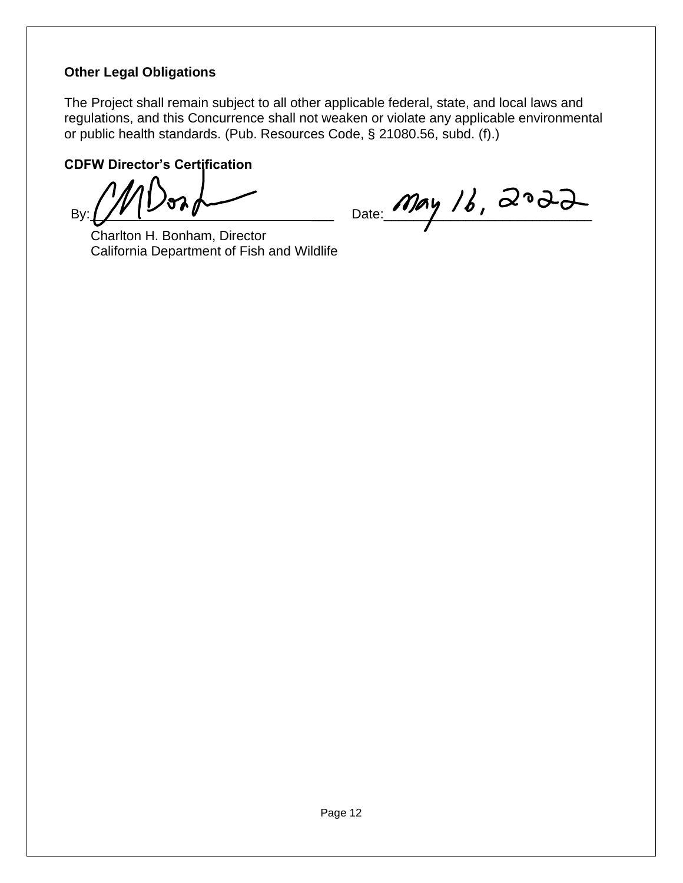**Other Legal Obligations**

The Project shall remain subject to all other applicable federal, state, and local laws and regulations, and this Concurrence shall not weaken or violate any applicable environmental or public health standards. (Pub. Resources Code, § 21080.56, subd. (f).)

**CDFW Director's Certification**

By:\_\_\_\_\_\_\_\_\_\_\_\_\_\_\_\_\_\_\_\_\_\_\_\_\_\_\_\_\_\_\_\_\_\_ Date: May 16, 2022

Charlton H. Bonham, Director
California Department of Fish and Wildlife